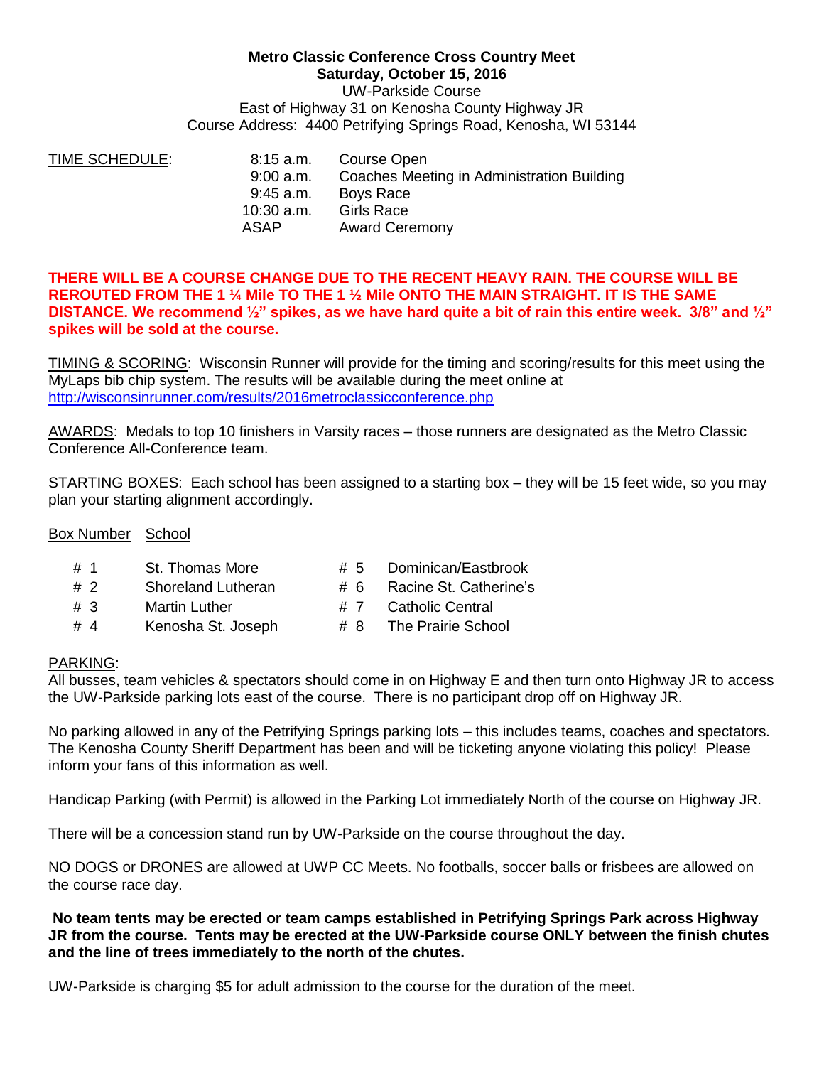**Metro Classic Conference Cross Country Meet**
**Saturday, October 15, 2016**
UW-Parkside Course
East of Highway 31 on Kenosha County Highway JR
Course Address: 4400 Petrifying Springs Road, Kenosha, WI 53144

TIME SCHEDULE:

| | |
|---|---|
| 8:15 a.m. | Course Open |
| 9:00 a.m. | Coaches Meeting in Administration Building |
| 9:45 a.m. | Boys Race |
| 10:30 a.m. | Girls Race |
| ASAP | Award Ceremony |

**THERE WILL BE A COURSE CHANGE DUE TO THE RECENT HEAVY RAIN. THE COURSE WILL BE REROUTED FROM THE 1 ¼ Mile TO THE 1 ½ Mile ONTO THE MAIN STRAIGHT. IT IS THE SAME DISTANCE. We recommend ½" spikes, as we have hard quite a bit of rain this entire week. 3/8" and ½" spikes will be sold at the course.**

TIMING & SCORING: Wisconsin Runner will provide for the timing and scoring/results for this meet using the MyLaps bib chip system. The results will be available during the meet online at http://wisconsinrunner.com/results/2016metroclassicconference.php

AWARDS: Medals to top 10 finishers in Varsity races – those runners are designated as the Metro Classic Conference All-Conference team.

STARTING BOXES: Each school has been assigned to a starting box – they will be 15 feet wide, so you may plan your starting alignment accordingly.

| Box Number | School |
|---|---|
| # 1 | St. Thomas More |
| # 2 | Shoreland Lutheran |
| # 3 | Martin Luther |
| # 4 | Kenosha St. Joseph |
| # 5 | Dominican/Eastbrook |
| # 6 | Racine St. Catherine's |
| # 7 | Catholic Central |
| # 8 | The Prairie School |

PARKING:
All busses, team vehicles & spectators should come in on Highway E and then turn onto Highway JR to access the UW-Parkside parking lots east of the course. There is no participant drop off on Highway JR.

No parking allowed in any of the Petrifying Springs parking lots – this includes teams, coaches and spectators. The Kenosha County Sheriff Department has been and will be ticketing anyone violating this policy! Please inform your fans of this information as well.

Handicap Parking (with Permit) is allowed in the Parking Lot immediately North of the course on Highway JR.

There will be a concession stand run by UW-Parkside on the course throughout the day.

NO DOGS or DRONES are allowed at UWP CC Meets. No footballs, soccer balls or frisbees are allowed on the course race day.

**No team tents may be erected or team camps established in Petrifying Springs Park across Highway JR from the course. Tents may be erected at the UW-Parkside course ONLY between the finish chutes and the line of trees immediately to the north of the chutes.**

UW-Parkside is charging $5 for adult admission to the course for the duration of the meet.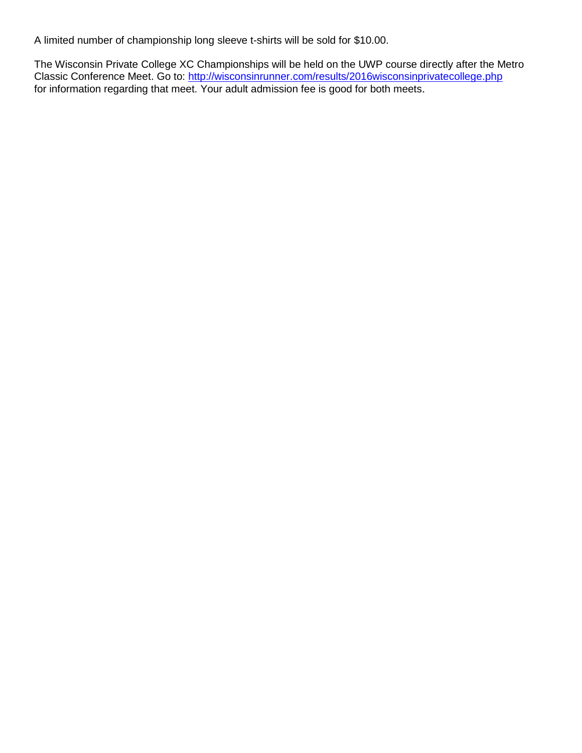A limited number of championship long sleeve t-shirts will be sold for $10.00.

The Wisconsin Private College XC Championships will be held on the UWP course directly after the Metro Classic Conference Meet. Go to: [http://wisconsinrunner.com/results/2016wisconsinprivatecollege.php](http://wisconsinrunner.com/results/2016wisconsinprivatecollege.php) for information regarding that meet. Your adult admission fee is good for both meets.